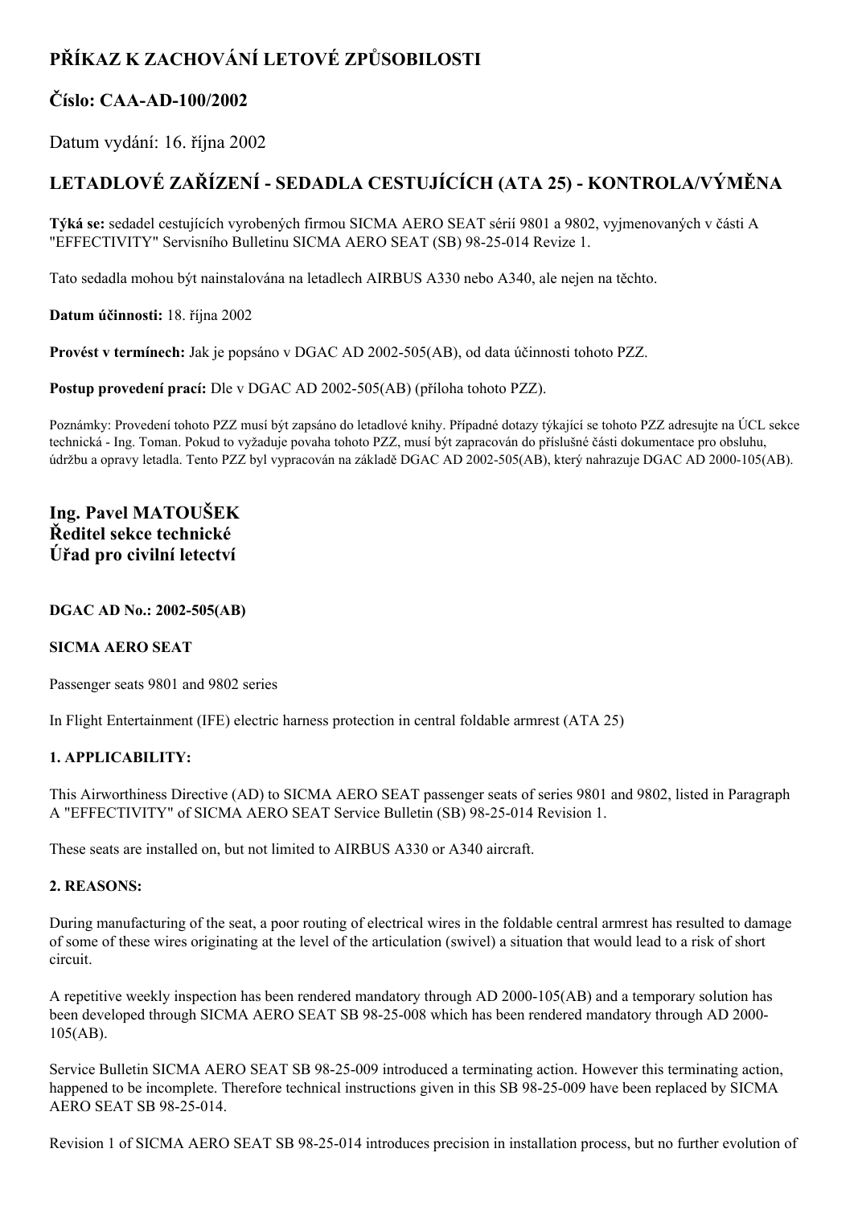# PŘÍKAZ K ZACHOVÁNÍ LETOVÉ ZPŮSOBILOSTI

## Číslo: CAA-AD-100/2002

Datum vydání: 16. října 2002

## LETADLOVÉ ZAŘÍZENÍ - SEDADLA CESTUJÍCÍCH (ATA 25) - KONTROLA/VÝMĚNA

**Týká se:** sedadel cestujících vyrobených firmou SICMA AERO SEAT sérií 9801 a 9802, vyjmenovaných v části A "EFFECTIVITY" Servisního Bulletinu SICMA AERO SEAT (SB) 98-25-014 Revize 1.

Tato sedadla mohou být nainstalována na letadlech AIRBUS A330 nebo A340, ale nejen na těchto.

**Datum účinnosti:** 18. října 2002

**Provést v termínech:** Jak je popsáno v DGAC AD 2002-505(AB), od data účinnosti tohoto PZZ.

**Postup provedení prací:** Dle v DGAC AD 2002-505(AB) (příloha tohoto PZZ).

Poznámky: Provedení tohoto PZZ musí být zapsáno do letadlové knihy. Případné dotazy týkající se tohoto PZZ adresujte na ÚCL sekce technická - Ing. Toman. Pokud to vyžaduje povaha tohoto PZZ, musí být zapracován do příslušné části dokumentace pro obsluhu, údržbu a opravy letadla. Tento PZZ byl vypracován na základě DGAC AD 2002-505(AB), který nahrazuje DGAC AD 2000-105(AB).

**Ing. Pavel MATOUŠEK**
**Ředitel sekce technické**
**Úřad pro civilní letectví**

**DGAC AD No.: 2002-505(AB)**

**SICMA AERO SEAT**

Passenger seats 9801 and 9802 series

In Flight Entertainment (IFE) electric harness protection in central foldable armrest (ATA 25)

**1. APPLICABILITY:**

This Airworthiness Directive (AD) to SICMA AERO SEAT passenger seats of series 9801 and 9802, listed in Paragraph A "EFFECTIVITY" of SICMA AERO SEAT Service Bulletin (SB) 98-25-014 Revision 1.

These seats are installed on, but not limited to AIRBUS A330 or A340 aircraft.

**2. REASONS:**

During manufacturing of the seat, a poor routing of electrical wires in the foldable central armrest has resulted to damage of some of these wires originating at the level of the articulation (swivel) a situation that would lead to a risk of short circuit.

A repetitive weekly inspection has been rendered mandatory through AD 2000-105(AB) and a temporary solution has been developed through SICMA AERO SEAT SB 98-25-008 which has been rendered mandatory through AD 2000-105(AB).

Service Bulletin SICMA AERO SEAT SB 98-25-009 introduced a terminating action. However this terminating action, happened to be incomplete. Therefore technical instructions given in this SB 98-25-009 have been replaced by SICMA AERO SEAT SB 98-25-014.

Revision 1 of SICMA AERO SEAT SB 98-25-014 introduces precision in installation process, but no further evolution of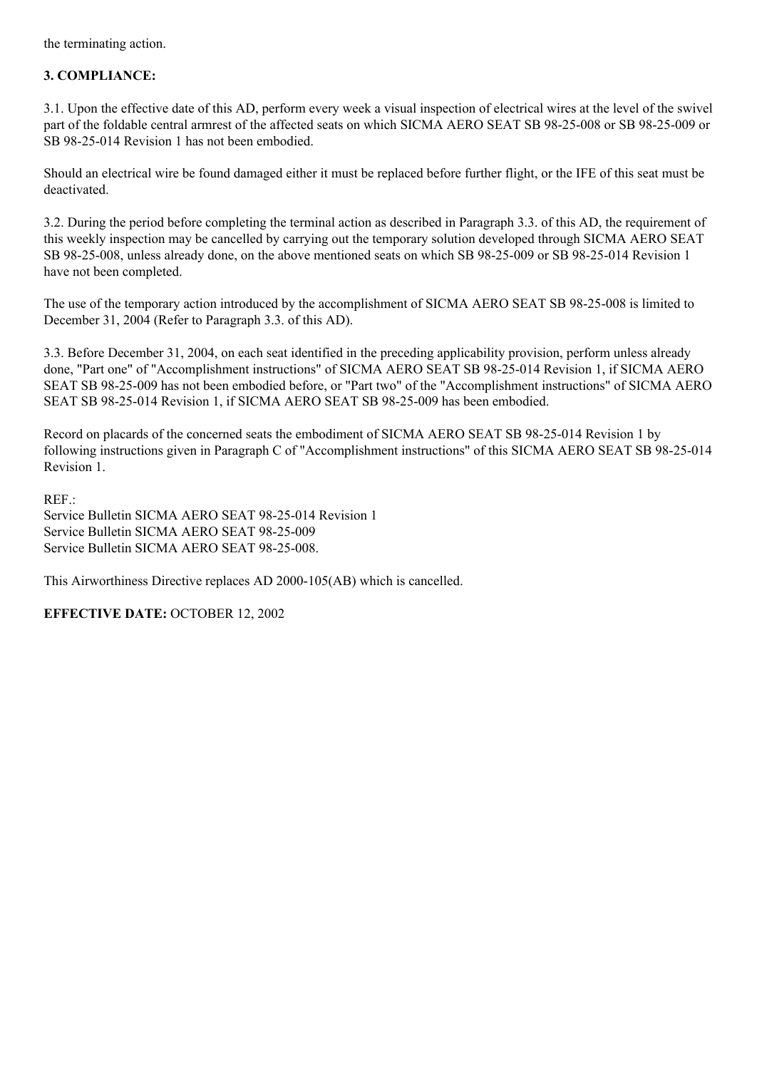the terminating action.

**3. COMPLIANCE:**

3.1. Upon the effective date of this AD, perform every week a visual inspection of electrical wires at the level of the swivel part of the foldable central armrest of the affected seats on which SICMA AERO SEAT SB 98-25-008 or SB 98-25-009 or SB 98-25-014 Revision 1 has not been embodied.

Should an electrical wire be found damaged either it must be replaced before further flight, or the IFE of this seat must be deactivated.

3.2. During the period before completing the terminal action as described in Paragraph 3.3. of this AD, the requirement of this weekly inspection may be cancelled by carrying out the temporary solution developed through SICMA AERO SEAT SB 98-25-008, unless already done, on the above mentioned seats on which SB 98-25-009 or SB 98-25-014 Revision 1 have not been completed.

The use of the temporary action introduced by the accomplishment of SICMA AERO SEAT SB 98-25-008 is limited to December 31, 2004 (Refer to Paragraph 3.3. of this AD).

3.3. Before December 31, 2004, on each seat identified in the preceding applicability provision, perform unless already done, "Part one" of "Accomplishment instructions" of SICMA AERO SEAT SB 98-25-014 Revision 1, if SICMA AERO SEAT SB 98-25-009 has not been embodied before, or "Part two" of the "Accomplishment instructions" of SICMA AERO SEAT SB 98-25-014 Revision 1, if SICMA AERO SEAT SB 98-25-009 has been embodied.

Record on placards of the concerned seats the embodiment of SICMA AERO SEAT SB 98-25-014 Revision 1 by following instructions given in Paragraph C of "Accomplishment instructions" of this SICMA AERO SEAT SB 98-25-014 Revision 1.

REF.:
Service Bulletin SICMA AERO SEAT 98-25-014 Revision 1
Service Bulletin SICMA AERO SEAT 98-25-009
Service Bulletin SICMA AERO SEAT 98-25-008.

This Airworthiness Directive replaces AD 2000-105(AB) which is cancelled.

**EFFECTIVE DATE:** OCTOBER 12, 2002